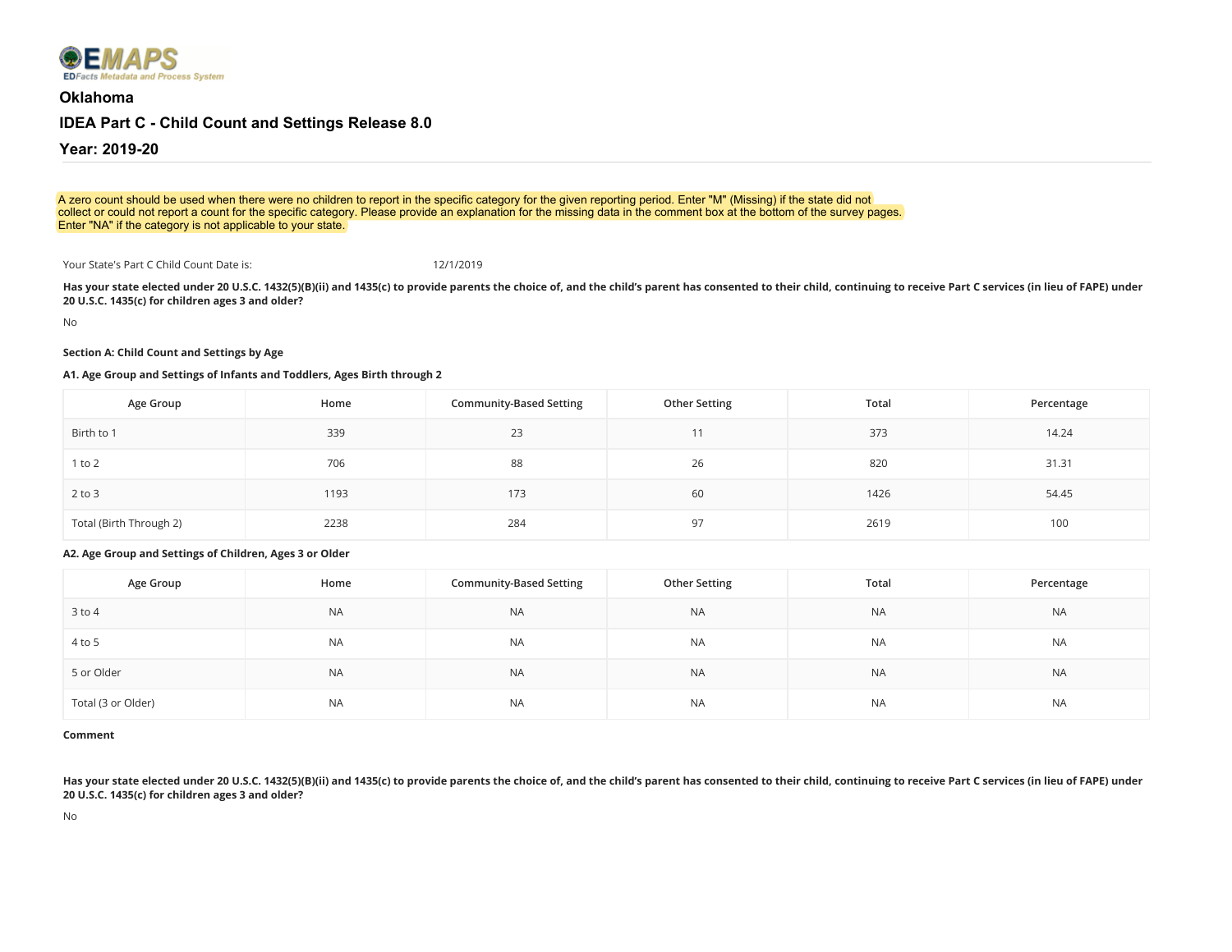**EMAPS**
*EDFacts Metadata and Process System*

# Oklahoma

## IDEA Part C - Child Count and Settings Release 8.0

## Year: 2019-20

A zero count should be used when there were no children to report in the specific category for the given reporting period. Enter "M" (Missing) if the state did not collect or could not report a count for the specific category. Please provide an explanation for the missing data in the comment box at the bottom of the survey pages. Enter "NA" if the category is not applicable to your state.

Your State's Part C Child Count Date is: 12/1/2019

**Has your state elected under 20 U.S.C. 1432(5)(B)(ii) and 1435(c) to provide parents the choice of, and the child's parent has consented to their child, continuing to receive Part C services (in lieu of FAPE) under 20 U.S.C. 1435(c) for children ages 3 and older?**

No

**Section A: Child Count and Settings by Age**

**A1. Age Group and Settings of Infants and Toddlers, Ages Birth through 2**

| Age Group | Home | Community-Based Setting | Other Setting | Total | Percentage |
|---|---|---|---|---|---|
| Birth to 1 | 339 | 23 | 11 | 373 | 14.24 |
| 1 to 2 | 706 | 88 | 26 | 820 | 31.31 |
| 2 to 3 | 1193 | 173 | 60 | 1426 | 54.45 |
| Total (Birth Through 2) | 2238 | 284 | 97 | 2619 | 100 |

**A2. Age Group and Settings of Children, Ages 3 or Older**

| Age Group | Home | Community-Based Setting | Other Setting | Total | Percentage |
|---|---|---|---|---|---|
| 3 to 4 | NA | NA | NA | NA | NA |
| 4 to 5 | NA | NA | NA | NA | NA |
| 5 or Older | NA | NA | NA | NA | NA |
| Total (3 or Older) | NA | NA | NA | NA | NA |

**Comment**

**Has your state elected under 20 U.S.C. 1432(5)(B)(ii) and 1435(c) to provide parents the choice of, and the child's parent has consented to their child, continuing to receive Part C services (in lieu of FAPE) under 20 U.S.C. 1435(c) for children ages 3 and older?**

No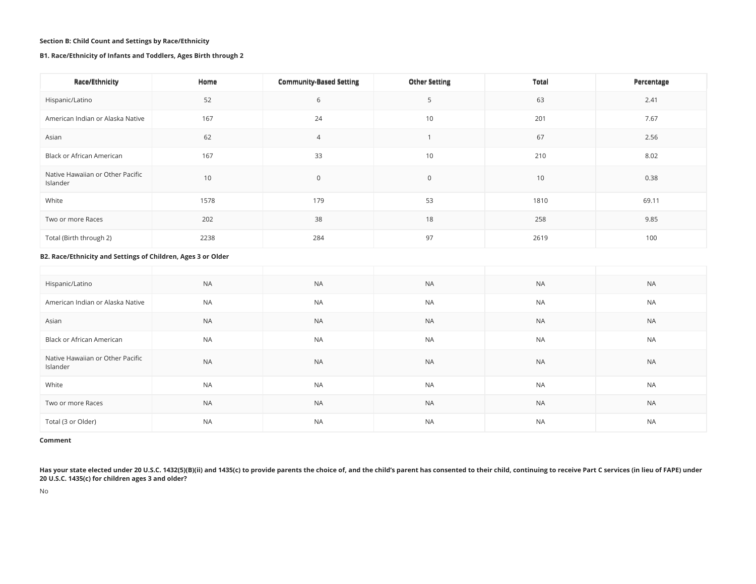**Section B: Child Count and Settings by Race/Ethnicity**

**B1. Race/Ethnicity of Infants and Toddlers, Ages Birth through 2**

| Race/Ethnicity | Home | Community-Based Setting | Other Setting | Total | Percentage |
|---|---|---|---|---|---|
| Hispanic/Latino | 52 | 6 | 5 | 63 | 2.41 |
| American Indian or Alaska Native | 167 | 24 | 10 | 201 | 7.67 |
| Asian | 62 | 4 | 1 | 67 | 2.56 |
| Black or African American | 167 | 33 | 10 | 210 | 8.02 |
| Native Hawaiian or Other Pacific Islander | 10 | 0 | 0 | 10 | 0.38 |
| White | 1578 | 179 | 53 | 1810 | 69.11 |
| Two or more Races | 202 | 38 | 18 | 258 | 9.85 |
| Total (Birth through 2) | 2238 | 284 | 97 | 2619 | 100 |

**B2. Race/Ethnicity and Settings of Children, Ages 3 or Older**

| | | | | | |
|---|---|---|---|---|---|
| Hispanic/Latino | NA | NA | NA | NA | NA |
| American Indian or Alaska Native | NA | NA | NA | NA | NA |
| Asian | NA | NA | NA | NA | NA |
| Black or African American | NA | NA | NA | NA | NA |
| Native Hawaiian or Other Pacific Islander | NA | NA | NA | NA | NA |
| White | NA | NA | NA | NA | NA |
| Two or more Races | NA | NA | NA | NA | NA |
| Total (3 or Older) | NA | NA | NA | NA | NA |

**Comment**

**Has your state elected under 20 U.S.C. 1432(5)(B)(ii) and 1435(c) to provide parents the choice of, and the child's parent has consented to their child, continuing to receive Part C services (in lieu of FAPE) under 20 U.S.C. 1435(c) for children ages 3 and older?**

No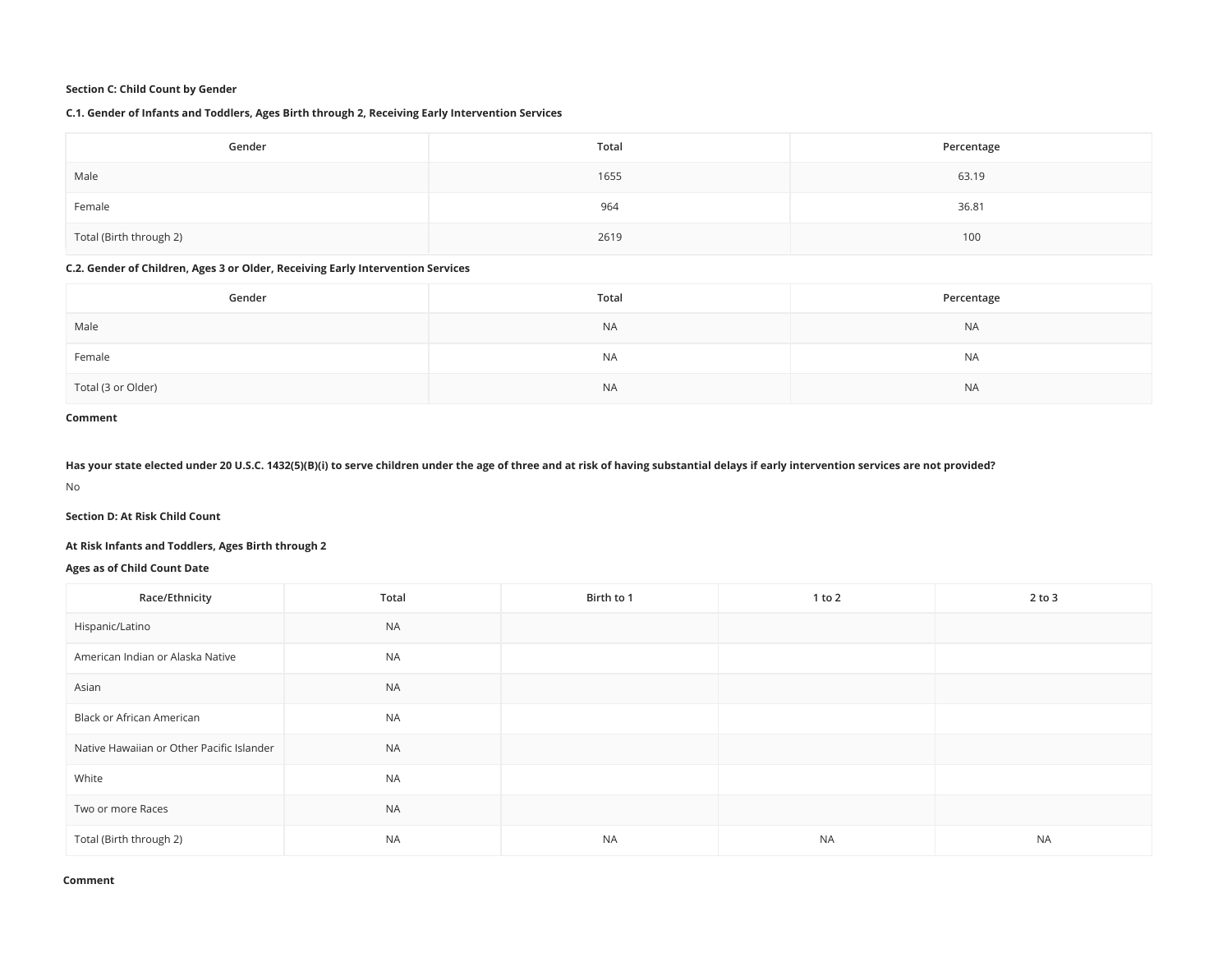**Section C: Child Count by Gender**

**C.1. Gender of Infants and Toddlers, Ages Birth through 2, Receiving Early Intervention Services**

| Gender | Total | Percentage |
| --- | --- | --- |
| Male | 1655 | 63.19 |
| Female | 964 | 36.81 |
| Total (Birth through 2) | 2619 | 100 |

**C.2. Gender of Children, Ages 3 or Older, Receiving Early Intervention Services**

| Gender | Total | Percentage |
| --- | --- | --- |
| Male | NA | NA |
| Female | NA | NA |
| Total (3 or Older) | NA | NA |

**Comment**

**Has your state elected under 20 U.S.C. 1432(5)(B)(i) to serve children under the age of three and at risk of having substantial delays if early intervention services are not provided?**

No

**Section D: At Risk Child Count**

**At Risk Infants and Toddlers, Ages Birth through 2**

**Ages as of Child Count Date**

| Race/Ethnicity | Total | Birth to 1 | 1 to 2 | 2 to 3 |
| --- | --- | --- | --- | --- |
| Hispanic/Latino | NA | | | |
| American Indian or Alaska Native | NA | | | |
| Asian | NA | | | |
| Black or African American | NA | | | |
| Native Hawaiian or Other Pacific Islander | NA | | | |
| White | NA | | | |
| Two or more Races | NA | | | |
| Total (Birth through 2) | NA | NA | NA | NA |

**Comment**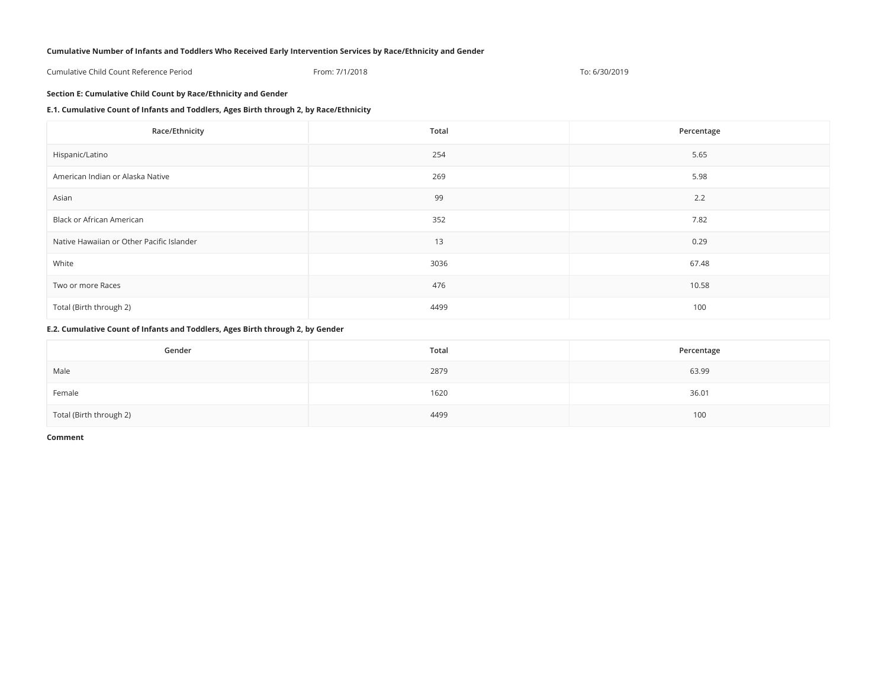**Cumulative Number of Infants and Toddlers Who Received Early Intervention Services by Race/Ethnicity and Gender**

Cumulative Child Count Reference Period From: 7/1/2018 To: 6/30/2019

**Section E: Cumulative Child Count by Race/Ethnicity and Gender**

**E.1. Cumulative Count of Infants and Toddlers, Ages Birth through 2, by Race/Ethnicity**

| Race/Ethnicity | Total | Percentage |
| --- | --- | --- |
| Hispanic/Latino | 254 | 5.65 |
| American Indian or Alaska Native | 269 | 5.98 |
| Asian | 99 | 2.2 |
| Black or African American | 352 | 7.82 |
| Native Hawaiian or Other Pacific Islander | 13 | 0.29 |
| White | 3036 | 67.48 |
| Two or more Races | 476 | 10.58 |
| Total (Birth through 2) | 4499 | 100 |

**E.2. Cumulative Count of Infants and Toddlers, Ages Birth through 2, by Gender**

| Gender | Total | Percentage |
| --- | --- | --- |
| Male | 2879 | 63.99 |
| Female | 1620 | 36.01 |
| Total (Birth through 2) | 4499 | 100 |

**Comment**